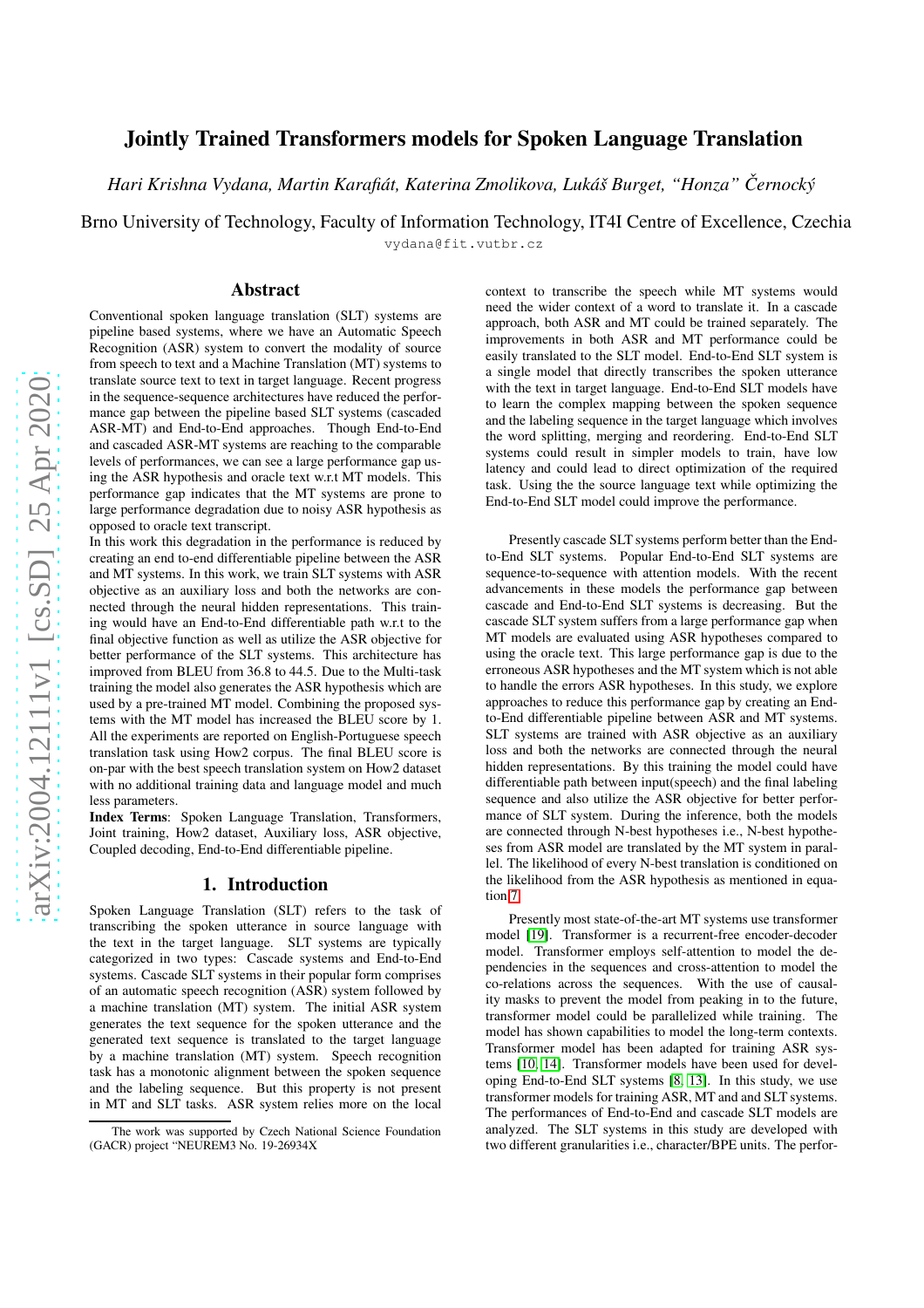# Jointly Trained Transformers models for Spoken Language Translation

*Hari Krishna Vydana, Martin Karafiát, Katerina Zmolikova, Lukáš Burget, "Honza" Černocký*

Brno University of Technology, Faculty of Information Technology, IT4I Centre of Excellence, Czechia

vydana@fit.vutbr.cz

## Abstract

Conventional spoken language translation (SLT) systems are pipeline based systems, where we have an Automatic Speech Recognition (ASR) system to convert the modality of source from speech to text and a Machine Translation (MT) systems to translate source text to text in target language. Recent progress in the sequence-sequence architectures have reduced the performance gap between the pipeline based SLT systems (cascaded ASR-MT) and End-to-End approaches. Though End-to-End and cascaded ASR-MT systems are reaching to the comparable levels of performances, we can see a large performance gap using the ASR hypothesis and oracle text w.r.t MT models. This performance gap indicates that the MT systems are prone to large performance degradation due to noisy ASR hypothesis as opposed to oracle text transcript.

In this work this degradation in the performance is reduced by creating an end to-end differentiable pipeline between the ASR and MT systems. In this work, we train SLT systems with ASR objective as an auxiliary loss and both the networks are connected through the neural hidden representations. This training would have an End-to-End differentiable path w.r.t to the final objective function as well as utilize the ASR objective for better performance of the SLT systems. This architecture has improved from BLEU from 36.8 to 44.5. Due to the Multi-task training the model also generates the ASR hypothesis which are used by a pre-trained MT model. Combining the proposed systems with the MT model has increased the BLEU score by 1. All the experiments are reported on English-Portuguese speech translation task using How2 corpus. The final BLEU score is on-par with the best speech translation system on How2 dataset with no additional training data and language model and much less parameters.

**Index Terms**: Spoken Language Translation, Transformers, Joint training, How2 dataset, Auxiliary loss, ASR objective, Coupled decoding, End-to-End differentiable pipeline.

## 1. Introduction

Spoken Language Translation (SLT) refers to the task of transcribing the spoken utterance in source language with the text in the target language. SLT systems are typically categorized in two types: Cascade systems and End-to-End systems. Cascade SLT systems in their popular form comprises of an automatic speech recognition (ASR) system followed by a machine translation (MT) system. The initial ASR system generates the text sequence for the spoken utterance and the generated text sequence is translated to the target language by a machine translation (MT) system. Speech recognition task has a monotonic alignment between the spoken sequence and the labeling sequence. But this property is not present in MT and SLT tasks. ASR system relies more on the local context to transcribe the speech while MT systems would need the wider context of a word to translate it. In a cascade approach, both ASR and MT could be trained separately. The improvements in both ASR and MT performance could be easily translated to the SLT model. End-to-End SLT system is a single model that directly transcribes the spoken utterance with the text in target language. End-to-End SLT models have to learn the complex mapping between the spoken sequence and the labeling sequence in the target language which involves the word splitting, merging and reordering. End-to-End SLT systems could result in simpler models to train, have low latency and could lead to direct optimization of the required task. Using the the source language text while optimizing the End-to-End SLT model could improve the performance.

Presently cascade SLT systems perform better than the End-to-End SLT systems. Popular End-to-End SLT systems are sequence-to-sequence with attention models. With the recent advancements in these models the performance gap between cascade and End-to-End SLT systems is decreasing. But the cascade SLT system suffers from a large performance gap when MT models are evaluated using ASR hypotheses compared to using the oracle text. This large performance gap is due to the erroneous ASR hypotheses and the MT system which is not able to handle the errors ASR hypotheses. In this study, we explore approaches to reduce this performance gap by creating an End-to-End differentiable pipeline between ASR and MT systems. SLT systems are trained with ASR objective as an auxiliary loss and both the networks are connected through the neural hidden representations. By this training the model could have differentiable path between input(speech) and the final labeling sequence and also utilize the ASR objective for better performance of SLT system. During the inference, both the models are connected through N-best hypotheses i.e., N-best hypotheses from ASR model are translated by the MT system in parallel. The likelihood of every N-best translation is conditioned on the likelihood from the ASR hypothesis as mentioned in equation 7.

Presently most state-of-the-art MT systems use transformer model [19]. Transformer is a recurrent-free encoder-decoder model. Transformer employs self-attention to model the dependencies in the sequences and cross-attention to model the co-relations across the sequences. With the use of causality masks to prevent the model from peaking in to the future, transformer model could be parallelized while training. The model has shown capabilities to model the long-term contexts. Transformer model has been adapted for training ASR systems [10, 14]. Transformer models have been used for developing End-to-End SLT systems [8, 13]. In this study, we use transformer models for training ASR, MT and SLT systems. The performances of End-to-End and cascade SLT models are analyzed. The SLT systems in this study are developed with two different granularities i.e., character/BPE units. The perfor-

The work was supported by Czech National Science Foundation (GACR) project "NEUREM3 No. 19-26934X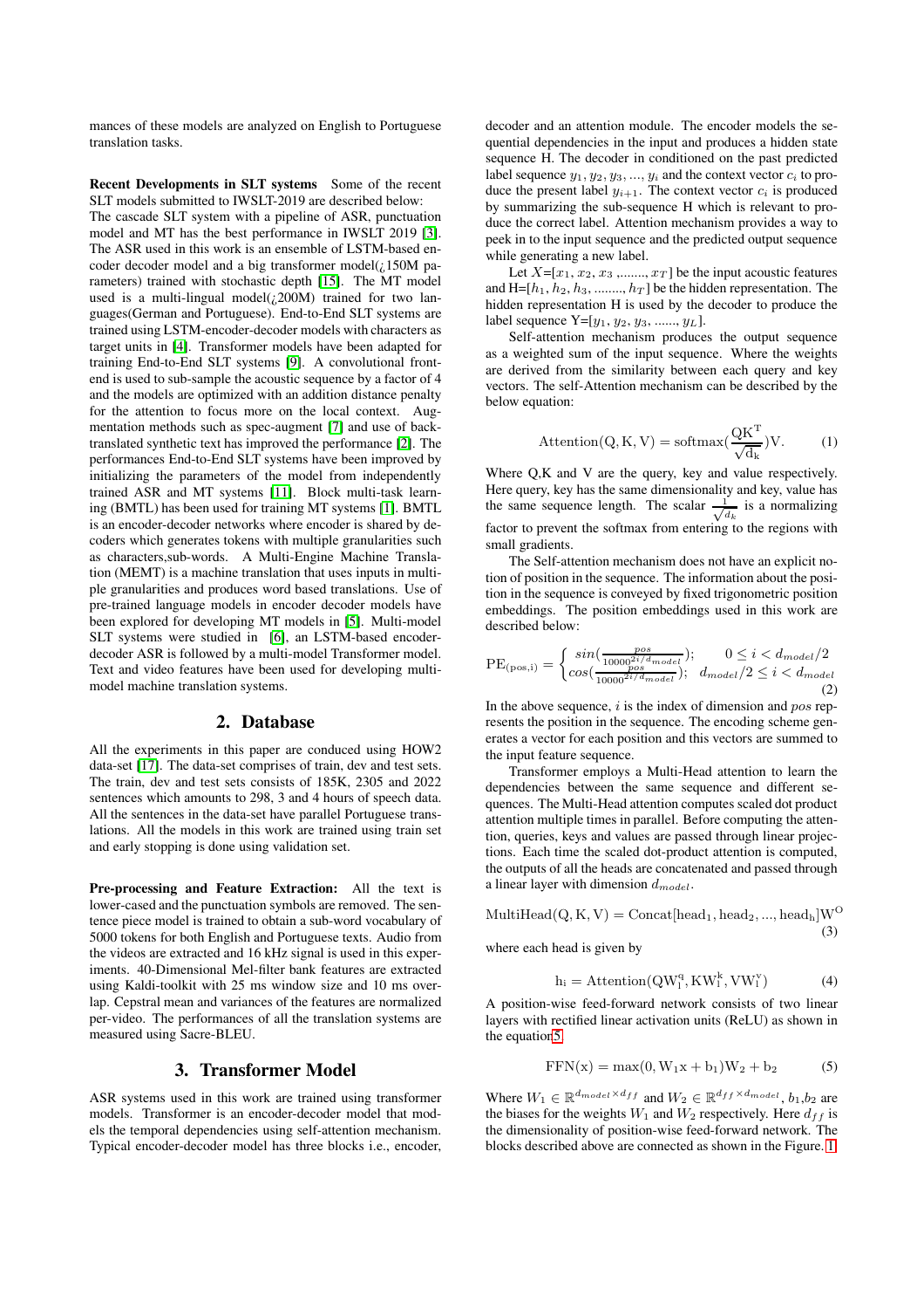mances of these models are analyzed on English to Portuguese translation tasks.

**Recent Developments in SLT systems** Some of the recent SLT models submitted to IWSLT-2019 are described below:
The cascade SLT system with a pipeline of ASR, punctuation model and MT has the best performance in IWSLT 2019 [3]. The ASR used in this work is an ensemble of LSTM-based encoder decoder model and a big transformer model(¿150M parameters) trained with stochastic depth [15]. The MT model used is a multi-lingual model(¿200M) trained for two languages(German and Portuguese). End-to-End SLT systems are trained using LSTM-encoder-decoder models with characters as target units in [4]. Transformer models have been adapted for training End-to-End SLT systems [9]. A convolutional frontend is used to sub-sample the acoustic sequence by a factor of 4 and the models are optimized with an addition distance penalty for the attention to focus more on the local context. Augmentation methods such as spec-augment [7] and use of back-translated synthetic text has improved the performance [2]. The performances End-to-End SLT systems have been improved by initializing the parameters of the model from independently trained ASR and MT systems [11]. Block multi-task learning (BMTL) has been used for training MT systems [1]. BMTL is an encoder-decoder networks where encoder is shared by decoders which generates tokens with multiple granularities such as characters,sub-words. A Multi-Engine Machine Translation (MEMT) is a machine translation that uses inputs in multiple granularities and produces word based translations. Use of pre-trained language models in encoder decoder models have been explored for developing MT models in [5]. Multi-model SLT systems were studied in [6], an LSTM-based encoder-decoder ASR is followed by a multi-model Transformer model. Text and video features have been used for developing multi-model machine translation systems.

## 2. Database

All the experiments in this paper are conduced using HOW2 data-set [17]. The data-set comprises of train, dev and test sets. The train, dev and test sets consists of 185K, 2305 and 2022 sentences which amounts to 298, 3 and 4 hours of speech data. All the sentences in the data-set have parallel Portuguese translations. All the models in this work are trained using train set and early stopping is done using validation set.

**Pre-processing and Feature Extraction:** All the text is lower-cased and the punctuation symbols are removed. The sentence piece model is trained to obtain a sub-word vocabulary of 5000 tokens for both English and Portuguese texts. Audio from the videos are extracted and 16 kHz signal is used in this experiments. 40-Dimensional Mel-filter bank features are extracted using Kaldi-toolkit with 25 ms window size and 10 ms overlap. Cepstral mean and variances of the features are normalized per-video. The performances of all the translation systems are measured using Sacre-BLEU.

## 3. Transformer Model

ASR systems used in this work are trained using transformer models. Transformer is an encoder-decoder model that models the temporal dependencies using self-attention mechanism. Typical encoder-decoder model has three blocks i.e., encoder, decoder and an attention module. The encoder models the sequential dependencies in the input and produces a hidden state sequence H. The decoder in conditioned on the past predicted label sequence $y_1, y_2, y_3, ..., y_i$ and the context vector $c_i$ to produce the present label $y_{i+1}$. The context vector $c_i$ is produced by summarizing the sub-sequence H which is relevant to produce the correct label. Attention mechanism provides a way to peek in to the input sequence and the predicted output sequence while generating a new label.

Let $X$=[$x_1$, $x_2$, $x_3$ ,......., $x_T$] be the input acoustic features and H=[$h_1$, $h_2$, $h_3$, ........, $h_T$] be the hidden representation. The hidden representation H is used by the decoder to produce the label sequence Y=[$y_1$, $y_2$, $y_3$, ......, $y_L$].

Self-attention mechanism produces the output sequence as a weighted sum of the input sequence. Where the weights are derived from the similarity between each query and key vectors. The self-Attention mechanism can be described by the below equation:

$$\mathrm{Attention(Q, K, V) = softmax(\frac{QK^T}{\sqrt{d_k}})V.} \tag{1}$$

Where Q,K and V are the query, key and value respectively. Here query, key has the same dimensionality and key, value has the same sequence length. The scalar $\frac{1}{\sqrt{d_k}}$ is a normalizing factor to prevent the softmax from entering to the regions with small gradients.

The Self-attention mechanism does not have an explicit notion of position in the sequence. The information about the position in the sequence is conveyed by fixed trigonometric position embeddings. The position embeddings used in this work are described below:

$$\mathrm{PE_{(pos,i)}} = \begin{cases} sin(\frac{pos}{10000^{2i/d_{model}}}); & 0 \le i < d_{model}/2 \\ cos(\frac{pos}{10000^{2i/d_{model}}}); & d_{model}/2 \le i < d_{model} \end{cases} \tag{2}$$

In the above sequence, $i$ is the index of dimension and $pos$ represents the position in the sequence. The encoding scheme generates a vector for each position and this vectors are summed to the input feature sequence.

Transformer employs a Multi-Head attention to learn the dependencies between the same sequence and different sequences. The Multi-Head attention computes scaled dot product attention multiple times in parallel. Before computing the attention, queries, keys and values are passed through linear projections. Each time the scaled dot-product attention is computed, the outputs of all the heads are concatenated and passed through a linear layer with dimension $d_{model}$.

$$\mathrm{MultiHead(Q, K, V) = Concat[head_1, head_2, ..., head_h]W^O} \tag{3}$$

where each head is given by

$$\mathrm{h_i = Attention(QW_i^q, KW_i^k, VW_i^v)} \tag{4}$$

A position-wise feed-forward network consists of two linear layers with rectified linear activation units (ReLU) as shown in the equation5

$$\mathrm{FFN(x) = max(0, W_1x + b_1)W_2 + b_2} \tag{5}$$

Where $W_1 \in \mathbb{R}^{d_{model} \times d_{ff}}$ and $W_2 \in \mathbb{R}^{d_{ff} \times d_{model}}$, $b_1$,$b_2$ are the biases for the weights $W_1$ and $W_2$ respectively. Here $d_{ff}$ is the dimensionality of position-wise feed-forward network. The blocks described above are connected as shown in the Figure. 1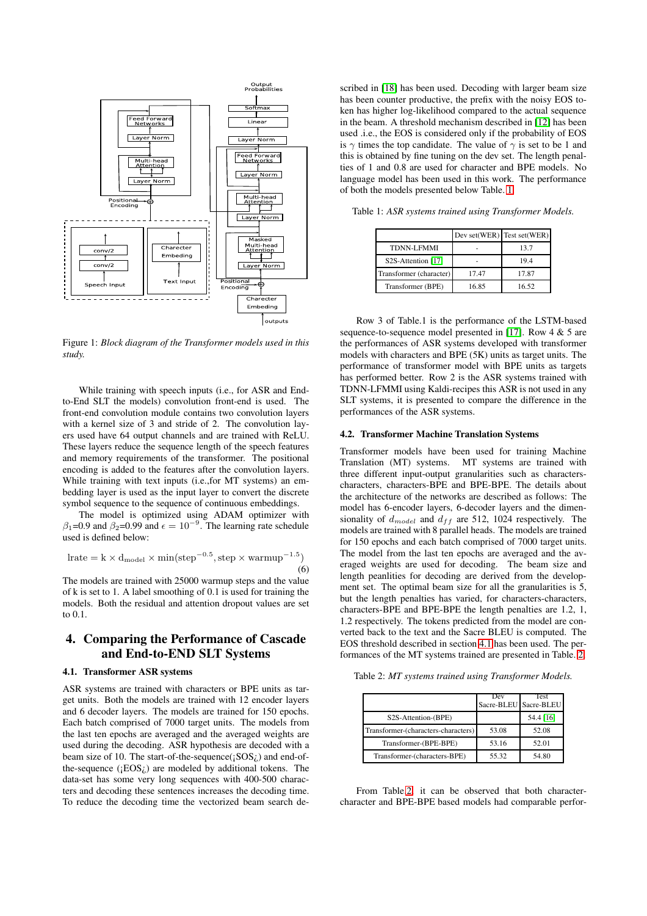Figure 1: *Block diagram of the Transformer models used in this study.*

While training with speech inputs (i.e., for ASR and End-to-End SLT the models) convolution front-end is used. The front-end convolution module contains two convolution layers with a kernel size of 3 and stride of 2. The convolution layers used have 64 output channels and are trained with ReLU. These layers reduce the sequence length of the speech features and memory requirements of the transformer. The positional encoding is added to the features after the convolution layers. While training with text inputs (i.e.,for MT systems) an embedding layer is used as the input layer to convert the discrete symbol sequence to the sequence of continuous embeddings.

The model is optimized using ADAM optimizer with $\beta_1$=0.9 and $\beta_2$=0.99 and $\epsilon = 10^{-9}$. The learning rate schedule used is defined below:

$$\mathrm{lrate} = \mathrm{k} \times \mathrm{d_{model}} \times \min(\mathrm{step}^{-0.5}, \mathrm{step} \times \mathrm{warmup}^{-1.5}) \quad (6)$$

The models are trained with 25000 warmup steps and the value of k is set to 1. A label smoothing of 0.1 is used for training the models. Both the residual and attention dropout values are set to 0.1.

# 4. Comparing the Performance of Cascade and End-to-END SLT Systems

## 4.1. Transformer ASR systems

ASR systems are trained with characters or BPE units as target units. Both the models are trained with 12 encoder layers and 6 decoder layers. The models are trained for 150 epochs. Each batch comprised of 7000 target units. The models from the last ten epochs are averaged and the averaged weights are used during the decoding. ASR hypothesis are decoded with a beam size of 10. The start-of-the-sequence(¡SOS¿) and end-of-the-sequence (¡EOS¿) are modeled by additional tokens. The data-set has some very long sequences with 400-500 characters and decoding these sentences increases the decoding time. To reduce the decoding time the vectorized beam search described in [18] has been used. Decoding with larger beam size has been counter productive, the prefix with the noisy EOS token has higher log-likelihood compared to the actual sequence in the beam. A threshold mechanism described in [12] has been used .i.e., the EOS is considered only if the probability of EOS is $\gamma$ times the top candidate. The value of $\gamma$ is set to be 1 and this is obtained by fine tuning on the dev set. The length penalties of 1 and 0.8 are used for character and BPE models. No language model has been used in this work. The performance of both the models presented below Table. 1

Table 1: *ASR systems trained using Transformer Models.*

| | Dev set(WER) | Test set(WER) |
|---|---|---|
| TDNN-LFMMI | - | 13.7 |
| S2S-Attention [17] | - | 19.4 |
| Transformer (character) | 17.47 | 17.87 |
| Transformer (BPE) | 16.85 | 16.52 |

Row 3 of Table.1 is the performance of the LSTM-based sequence-to-sequence model presented in [17]. Row 4 & 5 are the performances of ASR systems developed with transformer models with characters and BPE (5K) units as target units. The performance of transformer model with BPE units as targets has performed better. Row 2 is the ASR systems trained with TDNN-LFMMI using Kaldi-recipes this ASR is not used in any SLT systems, it is presented to compare the difference in the performances of the ASR systems.

## 4.2. Transformer Machine Translation Systems

Transformer models have been used for training Machine Translation (MT) systems. MT systems are trained with three different input-output granularities such as characters-characters, characters-BPE and BPE-BPE. The details about the architecture of the networks are described as follows: The model has 6-encoder layers, 6-decoder layers and the dimensionality of $d_{model}$ and $d_{ff}$ are 512, 1024 respectively. The models are trained with 8 parallel heads. The models are trained for 150 epochs and each batch comprised of 7000 target units. The model from the last ten epochs are averaged and the averaged weights are used for decoding. The beam size and length peanlities for decoding are derived from the development set. The optimal beam size for all the granularities is 5, but the length penalties has varied, for characters-characters, characters-BPE and BPE-BPE the length penalties are 1.2, 1, 1.2 respectively. The tokens predicted from the model are converted back to the text and the Sacre BLEU is computed. The EOS threshold described in section 4.1 has been used. The performances of the MT systems trained are presented in Table. 2

Table 2: *MT systems trained using Transformer Models.*

| | Dev Sacre-BLEU | Test Sacre-BLEU |
|---|---|---|
| S2S-Attention-(BPE) | | 54.4 [16] |
| Transformer-(characters-characters) | 53.08 | 52.08 |
| Transformer-(BPE-BPE) | 53.16 | 52.01 |
| Transformer-(characters-BPE) | 55.32 | 54.80 |

From Table 2, it can be observed that both character-character and BPE-BPE based models had comparable perfor-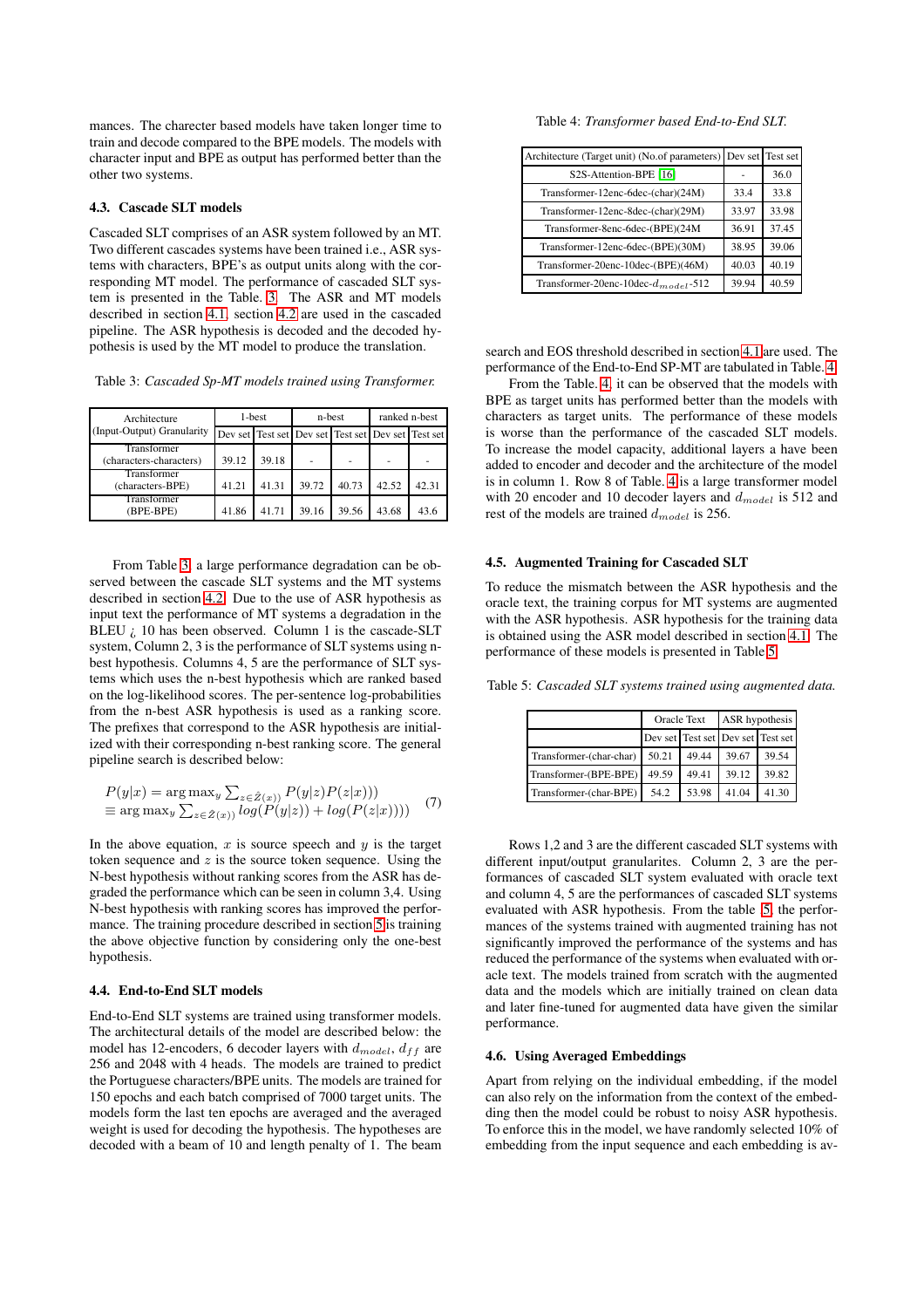mances. The charecter based models have taken longer time to train and decode compared to the BPE models. The models with character input and BPE as output has performed better than the other two systems.

### 4.3. Cascade SLT models

Cascaded SLT comprises of an ASR system followed by an MT. Two different cascades systems have been trained i.e., ASR systems with characters, BPE's as output units along with the corresponding MT model. The performance of cascaded SLT system is presented in the Table. 3. The ASR and MT models described in section 4.1, section 4.2 are used in the cascaded pipeline. The ASR hypothesis is decoded and the decoded hypothesis is used by the MT model to produce the translation.

Table 3: *Cascaded Sp-MT models trained using Transformer.*

| Architecture (Input-Output) Granularity | 1-best | | n-best | | ranked n-best | |
|---|---|---|---|---|---|---|
| | Dev set | Test set | Dev set | Test set | Dev set | Test set |
| Transformer (characters-characters) | 39.12 | 39.18 | - | - | - | - |
| Transformer (characters-BPE) | 41.21 | 41.31 | 39.72 | 40.73 | 42.52 | 42.31 |
| Transformer (BPE-BPE) | 41.86 | 41.71 | 39.16 | 39.56 | 43.68 | 43.6 |

From Table 3, a large performance degradation can be observed between the cascade SLT systems and the MT systems described in section 4.2. Due to the use of ASR hypothesis as input text the performance of MT systems a degradation in the BLEU ¿ 10 has been observed. Column 1 is the cascade-SLT system, Column 2, 3 is the performance of SLT systems using n-best hypothesis. Columns 4, 5 are the performance of SLT systems which uses the n-best hypothesis which are ranked based on the log-likelihood scores. The per-sentence log-probabilities from the n-best ASR hypothesis is used as a ranking score. The prefixes that correspond to the ASR hypothesis are initialized with their corresponding n-best ranking score. The general pipeline search is described below:

$$
\begin{aligned}
P(y|x) &= \arg\max_y \sum_{z \in \hat{Z}(x)} P(y|z)P(z|x))) \\
&\equiv \arg\max_y \sum_{z \in \hat{Z}(x)} log(P(y|z)) + log(P(z|x))))
\end{aligned} \tag{7}
$$

In the above equation, $x$ is source speech and $y$ is the target token sequence and $z$ is the source token sequence. Using the N-best hypothesis without ranking scores from the ASR has degraded the performance which can be seen in column 3,4. Using N-best hypothesis with ranking scores has improved the performance. The training procedure described in section 5 is training the above objective function by considering only the one-best hypothesis.

### 4.4. End-to-End SLT models

End-to-End SLT systems are trained using transformer models. The architectural details of the model are described below: the model has 12-encoders, 6 decoder layers with $d_{model}$, $d_{ff}$ are 256 and 2048 with 4 heads. The models are trained to predict the Portuguese characters/BPE units. The models are trained for 150 epochs and each batch comprised of 7000 target units. The models form the last ten epochs are averaged and the averaged weight is used for decoding the hypothesis. The hypotheses are decoded with a beam of 10 and length penalty of 1. The beam search and EOS threshold described in section 4.1 are used. The performance of the End-to-End SP-MT are tabulated in Table. 4

Table 4: *Transformer based End-to-End SLT.*

| Architecture (Target unit) (No.of parameters) | Dev set | Test set |
|---|---|---|
| S2S-Attention-BPE [16] | - | 36.0 |
| Transformer-12enc-6dec-(char)(24M) | 33.4 | 33.8 |
| Transformer-12enc-8dec-(char)(29M) | 33.97 | 33.98 |
| Transformer-8enc-6dec-(BPE)(24M | 36.91 | 37.45 |
| Transformer-12enc-6dec-(BPE)(30M) | 38.95 | 39.06 |
| Transformer-20enc-10dec-(BPE)(46M) | 40.03 | 40.19 |
| Transformer-20enc-10dec-$d_{model}$-512 | 39.94 | 40.59 |

From the Table. 4, it can be observed that the models with BPE as target units has performed better than the models with characters as target units. The performance of these models is worse than the performance of the cascaded SLT models. To increase the model capacity, additional layers a have been added to encoder and decoder and the architecture of the model is in column 1. Row 8 of Table. 4 is a large transformer model with 20 encoder and 10 decoder layers and $d_{model}$ is 512 and rest of the models are trained $d_{model}$ is 256.

### 4.5. Augmented Training for Cascaded SLT

To reduce the mismatch between the ASR hypothesis and the oracle text, the training corpus for MT systems are augmented with the ASR hypothesis. ASR hypothesis for the training data is obtained using the ASR model described in section 4.1. The performance of these models is presented in Table 5.

Table 5: *Cascaded SLT systems trained using augmented data.*

| | Oracle Text | | ASR hypothesis | |
|---|---|---|---|---|
| | Dev set | Test set | Dev set | Test set |
| Transformer-(char-char) | 50.21 | 49.44 | 39.67 | 39.54 |
| Transformer-(BPE-BPE) | 49.59 | 49.41 | 39.12 | 39.82 |
| Transformer-(char-BPE) | 54.2 | 53.98 | 41.04 | 41.30 |

Rows 1,2 and 3 are the different cascaded SLT systems with different input/output granularites. Column 2, 3 are the performances of cascaded SLT system evaluated with oracle text and column 4, 5 are the performances of cascaded SLT systems evaluated with ASR hypothesis. From the table 5, the performances of the systems trained with augmented training has not significantly improved the performance of the systems and has reduced the performance of the systems when evaluated with oracle text. The models trained from scratch with the augmented data and the models which are initially trained on clean data and later fine-tuned for augmented data have given the similar performance.

### 4.6. Using Averaged Embeddings

Apart from relying on the individual embedding, if the model can also rely on the information from the context of the embedding then the model could be robust to noisy ASR hypothesis. To enforce this in the model, we have randomly selected 10% of embedding from the input sequence and each embedding is av-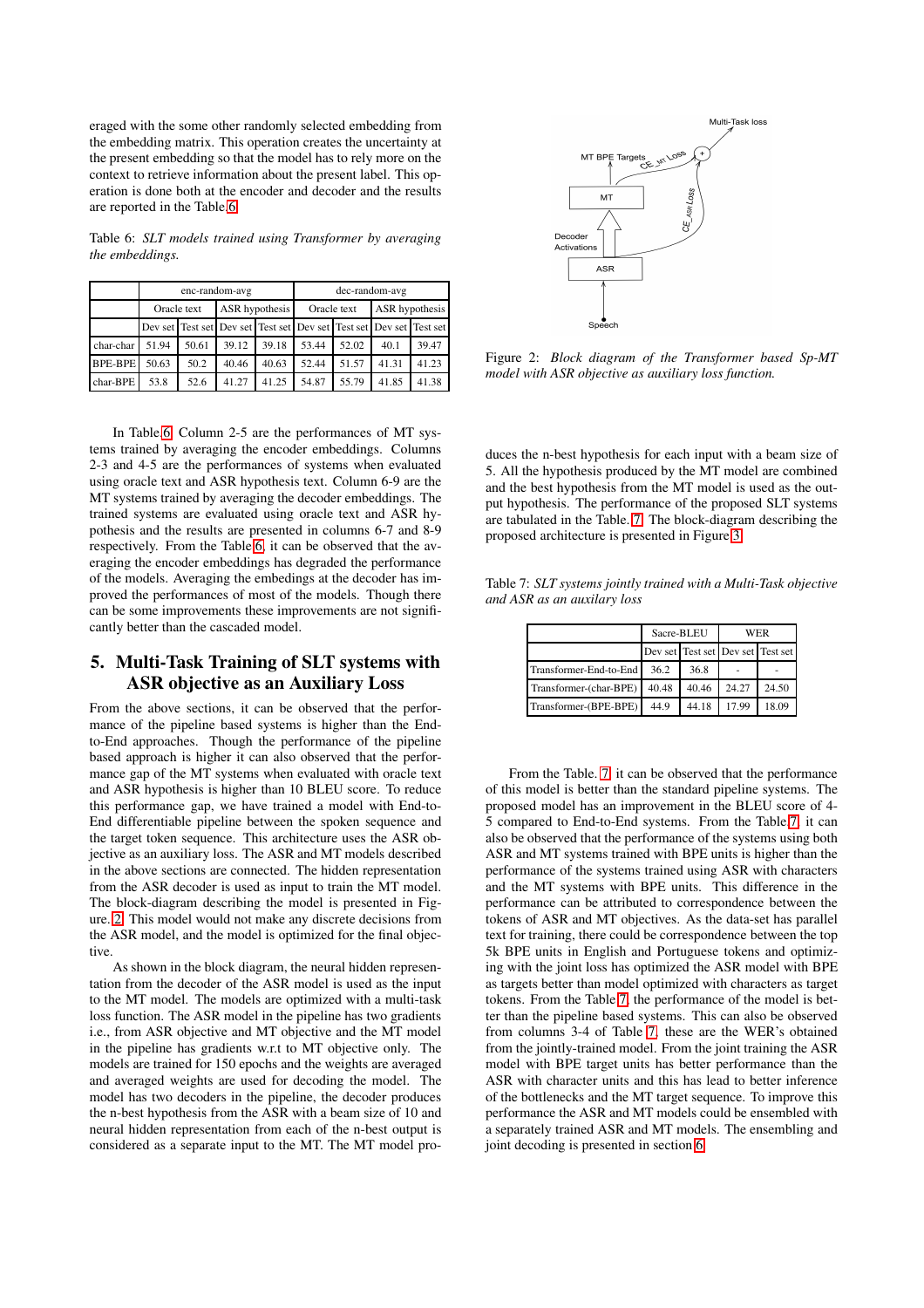eraged with the some other randomly selected embedding from the embedding matrix. This operation creates the uncertainty at the present embedding so that the model has to rely more on the context to retrieve information about the present label. This operation is done both at the encoder and decoder and the results are reported in the Table 6.

Table 6: *SLT models trained using Transformer by averaging the embeddings.*

| | enc-random-avg | | | | dec-random-avg | | | |
|---|---|---|---|---|---|---|---|---|
| | Oracle text | | ASR hypothesis | | Oracle text | | ASR hypothesis | |
| | Dev set | Test set | Dev set | Test set | Dev set | Test set | Dev set | Test set |
| char-char | 51.94 | 50.61 | 39.12 | 39.18 | 53.44 | 52.02 | 40.1 | 39.47 |
| BPE-BPE | 50.63 | 50.2 | 40.46 | 40.63 | 52.44 | 51.57 | 41.31 | 41.23 |
| char-BPE | 53.8 | 52.6 | 41.27 | 41.25 | 54.87 | 55.79 | 41.85 | 41.38 |

In Table 6, Column 2-5 are the performances of MT systems trained by averaging the encoder embeddings. Columns 2-3 and 4-5 are the performances of systems when evaluated using oracle text and ASR hypothesis text. Column 6-9 are the MT systems trained by averaging the decoder embeddings. The trained systems are evaluated using oracle text and ASR hypothesis and the results are presented in columns 6-7 and 8-9 respectively. From the Table 6, it can be observed that the averaging the encoder embeddings has degraded the performance of the models. Averaging the embedings at the decoder has improved the performances of most of the models. Though there can be some improvements these improvements are not significantly better than the cascaded model.

## 5. Multi-Task Training of SLT systems with ASR objective as an Auxiliary Loss

From the above sections, it can be observed that the performance of the pipeline based systems is higher than the End-to-End approaches. Though the performance of the pipeline based approach is higher it can also observed that the performance gap of the MT systems when evaluated with oracle text and ASR hypothesis is higher than 10 BLEU score. To reduce this performance gap, we have trained a model with End-to-End differentiable pipeline between the spoken sequence and the target token sequence. This architecture uses the ASR objective as an auxiliary loss. The ASR and MT models described in the above sections are connected. The hidden representation from the ASR decoder is used as input to train the MT model. The block-diagram describing the model is presented in Figure. 2. This model would not make any discrete decisions from the ASR model, and the model is optimized for the final objective.

As shown in the block diagram, the neural hidden representation from the decoder of the ASR model is used as the input to the MT model. The models are optimized with a multi-task loss function. The ASR model in the pipeline has two gradients i.e., from ASR objective and MT objective and the MT model in the pipeline has gradients w.r.t to MT objective only. The models are trained for 150 epochs and the weights are averaged and averaged weights are used for decoding the model. The model has two decoders in the pipeline, the decoder produces the n-best hypothesis from the ASR with a beam size of 10 and neural hidden representation from each of the n-best output is considered as a separate input to the MT. The MT model produces the n-best hypothesis for each input with a beam size of 5. All the hypothesis produced by the MT model are combined and the best hypothesis from the MT model is used as the output hypothesis. The performance of the proposed SLT systems are tabulated in the Table. 7. The block-diagram describing the proposed architecture is presented in Figure 3.

Figure 2: *Block diagram of the Transformer based Sp-MT model with ASR objective as auxiliary loss function.*

Table 7: *SLT systems jointly trained with a Multi-Task objective and ASR as an auxilary loss*

| | Sacre-BLEU | | WER | |
|---|---|---|---|---|
| | Dev set | Test set | Dev set | Test set |
| Transformer-End-to-End | 36.2 | 36.8 | - | - |
| Transformer-(char-BPE) | 40.48 | 40.46 | 24.27 | 24.50 |
| Transformer-(BPE-BPE) | 44.9 | 44.18 | 17.99 | 18.09 |

From the Table. 7, it can be observed that the performance of this model is better than the standard pipeline systems. The proposed model has an improvement in the BLEU score of 4-5 compared to End-to-End systems. From the Table 7, it can also be observed that the performance of the systems using both ASR and MT systems trained with BPE units is higher than the performance of the systems trained using ASR with characters and the MT systems with BPE units. This difference in the performance can be attributed to correspondence between the tokens of ASR and MT objectives. As the data-set has parallel text for training, there could be correspondence between the top 5k BPE units in English and Portuguese tokens and optimizing with the joint loss has optimized the ASR model with BPE as targets better than model optimized with characters as target tokens. From the Table 7, the performance of the model is better than the pipeline based systems. This can also be observed from columns 3-4 of Table 7, these are the WER's obtained from the jointly-trained model. From the joint training the ASR model with BPE target units has better performance than the ASR with character units and this has lead to better inference of the bottlenecks and the MT target sequence. To improve this performance the ASR and MT models could be ensembled with a separately trained ASR and MT models. The ensembling and joint decoding is presented in section 6.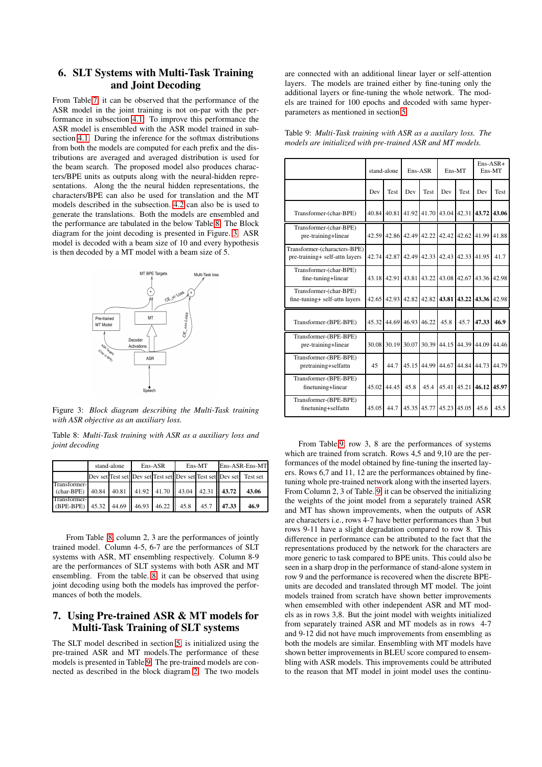## 6. SLT Systems with Multi-Task Training and Joint Decoding

From Table 7 it can be observed that the performance of the ASR model in the joint training is not on-par with the performance in subsection 4.1. To improve this performance the ASR model is ensembled with the ASR model trained in subsection 4.1. During the inference for the softmax distributions from both the models are computed for each prefix and the distributions are averaged and averaged distribution is used for the beam search. The proposed model also produces characters/BPE units as outputs along with the neural-hidden representations. Along the the neural hidden representations, the characters/BPE can also be used for translation and the MT models described in the subsection. 4.2 can also be is used to generate the translations. Both the models are ensembled and the performance are tabulated in the below Table 8. The Block diagram for the joint decoding is presented in Figure. 3. ASR model is decoded with a beam size of 10 and every hypothesis is then decoded by a MT model with a beam size of 5.

Figure 3: *Block diagram describing the Multi-Task training with ASR objective as an auxiliary loss.*

Table 8: *Multi-Task training with ASR as a auxiliary loss and joint decoding*

| | stand-alone | | Ens-ASR | | Ens-MT | | Ens-ASR-Ens-MT | |
|---|---|---|---|---|---|---|---|---|
| | Dev set | Test set | Dev set | Test set | Dev set | Test set | Dev set | Test set |
| Transformer-(char-BPE) | 40.84 | 40.81 | 41.92 | 41.70 | 43.04 | 42.31 | **43.72** | **43.06** |
| Transformer-(BPE-BPE) | 45.32 | 44.69 | 46.93 | 46.22 | 45.8 | 45.7 | **47.33** | **46.9** |

From Table 8 column 2, 3 are the performances of jointly trained model. Column 4-5, 6-7 are the performances of SLT systems with ASR, MT ensembling respectively. Column 8-9 are the performances of SLT systems with both ASR and MT ensembling. From the table. 8 it can be observed that using joint decoding using both the models has improved the performances of both the models.

## 7. Using Pre-trained ASR & MT models for Multi-Task Training of SLT systems

The SLT model described in section 5 is initialized using the pre-trained ASR and MT models.The performance of these models is presented in Table 9. The pre-trained models are connected as described in the block diagram 2. The two models are connected with an additional linear layer or self-attention layers. The models are trained either by fine-tuning only the additional layers or fine-tuning the whole network. The models are trained for 100 epochs and decoded with same hyper-parameters as mentioned in section 5.

Table 9: *Multi-Task training with ASR as a auxilary loss. The models are initialized with pre-trained ASR and MT models.*

| | stand-alone | | Ens-ASR | | Ens-MT | | Ens-ASR+ Ens-MT | |
|---|---|---|---|---|---|---|---|---|
| | Dev | Test | Dev | Test | Dev | Test | Dev | Test |
| Transformer-(char-BPE) | 40.84 | 40.81 | 41.92 | 41.70 | 43.04 | 42.31 | **43.72** | **43.06** |
| Transformer-(char-BPE) pre-training+linear | 42.59 | 42.86 | 42.49 | 42.22 | 42.42 | 42.62 | 41.99 | 41.88 |
| Transformer-(characters-BPE) pre-training+ self-attn layers | 42.74 | 42.87 | 42.49 | 42.33 | 42.43 | 42.33 | 41.95 | 41.7 |
| Transformer-(char-BPE) fine-tuning+linear | 43.18 | 42.91 | 43.81 | 43.22 | 43.08 | 42.67 | 43.36 | 42.98 |
| Transformer-(char-BPE) fine-tuning+ self-attn layers | 42.65 | 42.93 | 42.82 | 42.82 | **43.81** | **43.22** | **43.36** | 42.98 |
| Transformer-(BPE-BPE) | 45.32 | 44.69 | 46.93 | 46.22 | 45.8 | 45.7 | **47.33** | **46.9** |
| Transformer-(BPE-BPE) pre-training+linear | 30.08 | 30.19 | 30.07 | 30.39 | 44.15 | 44.39 | 44.09 | 44.46 |
| Transformer-(BPE-BPE) pretraining+selfattn | 45 | 44.7 | 45.15 | 44.99 | 44.67 | 44.84 | 44.73 | 44.79 |
| Transformer-(BPE-BPE) finetuning+linear | 45.02 | 44.45 | 45.8 | 45.4 | 45.41 | 45.21 | **46.12** | **45.97** |
| Transformer-(BPE-BPE) finetuning+selfattn | 45.05 | 44.7 | 45.35 | 45.77 | 45.23 | 45.05 | 45.6 | 45.5 |

From Table 9, row 3, 8 are the performances of systems which are trained from scratch. Rows 4,5 and 9,10 are the performances of the model obtained by fine-tuning the inserted layers. Rows 6,7 and 11, 12 are the performances obtained by fine-tuning whole pre-trained network along with the inserted layers. From Column 2, 3 of Table. 9 it can be observed the initializing the weights of the joint model from a separately trained ASR and MT has shown improvements, when the outputs of ASR are characters i.e., rows 4-7 have better performances than 3 but rows 9-11 have a slight degradation compared to row 8. This difference in performance can be attributed to the fact that the representations produced by the network for the characters are more generic to task compared to BPE units. This could also be seen in a sharp drop in the performance of stand-alone system in row 9 and the performance is recovered when the discrete BPE-units are decoded and translated through MT model. The joint models trained from scratch have shown better improvements when ensembled with other independent ASR and MT models as in rows 3,8. But the joint model with weights initialized from separately trained ASR and MT models as in rows 4-7 and 9-12 did not have much improvements from ensembling as both the models are similar. Ensembling with MT models have shown better improvements in BLEU score compared to ensembling with ASR models. This improvements could be attributed to the reason that MT model in joint model uses the continu-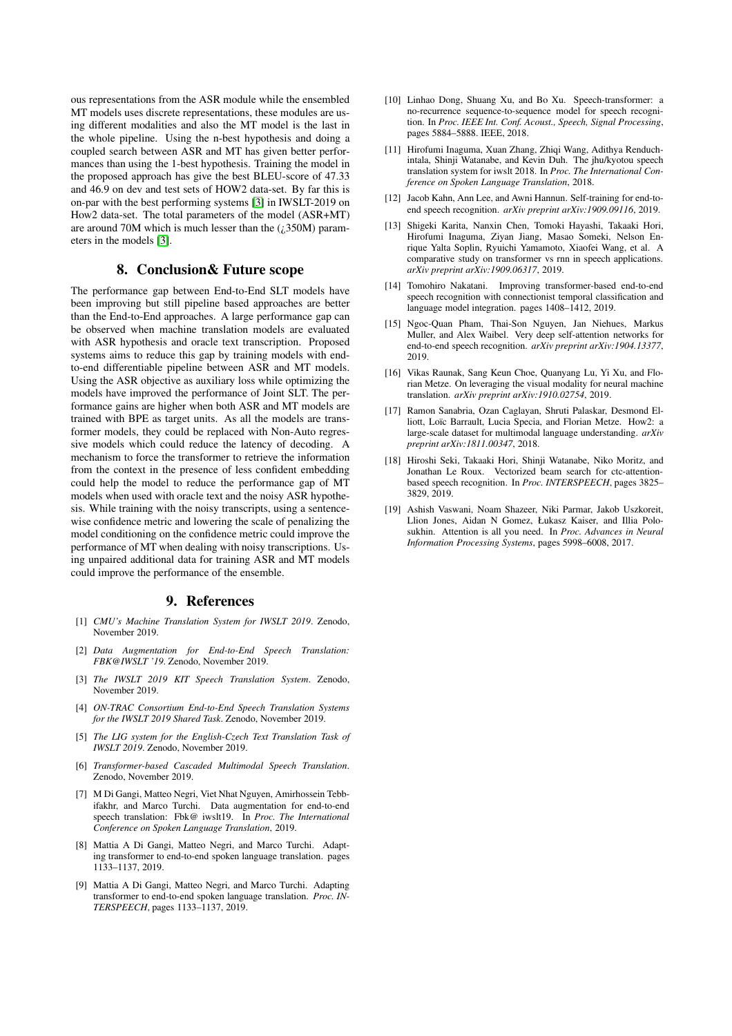ous representations from the ASR module while the ensembled MT models uses discrete representations, these modules are using different modalities and also the MT model is the last in the whole pipeline. Using the n-best hypothesis and doing a coupled search between ASR and MT has given better performances than using the 1-best hypothesis. Training the model in the proposed approach has give the best BLEU-score of 47.33 and 46.9 on dev and test sets of HOW2 data-set. By far this is on-par with the best performing systems [3] in IWSLT-2019 on How2 data-set. The total parameters of the model (ASR+MT) are around 70M which is much lesser than the (¿350M) parameters in the models [3].

## 8. Conclusion& Future scope

The performance gap between End-to-End SLT models have been improving but still pipeline based approaches are better than the End-to-End approaches. A large performance gap can be observed when machine translation models are evaluated with ASR hypothesis and oracle text transcription. Proposed systems aims to reduce this gap by training models with end-to-end differentiable pipeline between ASR and MT models. Using the ASR objective as auxiliary loss while optimizing the models have improved the performance of Joint SLT. The performance gains are higher when both ASR and MT models are trained with BPE as target units. As all the models are transformer models, they could be replaced with Non-Auto regressive models which could reduce the latency of decoding. A mechanism to force the transformer to retrieve the information from the context in the presence of less confident embedding could help the model to reduce the performance gap of MT models when used with oracle text and the noisy ASR hypothesis. While training with the noisy transcripts, using a sentence-wise confidence metric and lowering the scale of penalizing the model conditioning on the confidence metric could improve the performance of MT when dealing with noisy transcriptions. Using unpaired additional data for training ASR and MT models could improve the performance of the ensemble.

## 9. References

[1] *CMU's Machine Translation System for IWSLT 2019*. Zenodo, November 2019.

[2] *Data Augmentation for End-to-End Speech Translation: FBK@IWSLT '19*. Zenodo, November 2019.

[3] *The IWSLT 2019 KIT Speech Translation System*. Zenodo, November 2019.

[4] *ON-TRAC Consortium End-to-End Speech Translation Systems for the IWSLT 2019 Shared Task*. Zenodo, November 2019.

[5] *The LIG system for the English-Czech Text Translation Task of IWSLT 2019*. Zenodo, November 2019.

[6] *Transformer-based Cascaded Multimodal Speech Translation*. Zenodo, November 2019.

[7] M Di Gangi, Matteo Negri, Viet Nhat Nguyen, Amirhossein Tebbifakhr, and Marco Turchi. Data augmentation for end-to-end speech translation: Fbk@ iwslt19. In *Proc. The International Conference on Spoken Language Translation*, 2019.

[8] Mattia A Di Gangi, Matteo Negri, and Marco Turchi. Adapting transformer to end-to-end spoken language translation. pages 1133–1137, 2019.

[9] Mattia A Di Gangi, Matteo Negri, and Marco Turchi. Adapting transformer to end-to-end spoken language translation. *Proc. INTERSPEECH*, pages 1133–1137, 2019.

[10] Linhao Dong, Shuang Xu, and Bo Xu. Speech-transformer: a no-recurrence sequence-to-sequence model for speech recognition. In *Proc. IEEE Int. Conf. Acoust., Speech, Signal Processing*, pages 5884–5888. IEEE, 2018.

[11] Hirofumi Inaguma, Xuan Zhang, Zhiqi Wang, Adithya Renduchintala, Shinji Watanabe, and Kevin Duh. The jhu/kyotou speech translation system for iwslt 2018. In *Proc. The International Conference on Spoken Language Translation*, 2018.

[12] Jacob Kahn, Ann Lee, and Awni Hannun. Self-training for end-to-end speech recognition. *arXiv preprint arXiv:1909.09116*, 2019.

[13] Shigeki Karita, Nanxin Chen, Tomoki Hayashi, Takaaki Hori, Hirofumi Inaguma, Ziyan Jiang, Masao Someki, Nelson Enrique Yalta Soplin, Ryuichi Yamamoto, Xiaofei Wang, et al. A comparative study on transformer vs rnn in speech applications. *arXiv preprint arXiv:1909.06317*, 2019.

[14] Tomohiro Nakatani. Improving transformer-based end-to-end speech recognition with connectionist temporal classification and language model integration. pages 1408–1412, 2019.

[15] Ngoc-Quan Pham, Thai-Son Nguyen, Jan Niehues, Markus Muller, and Alex Waibel. Very deep self-attention networks for end-to-end speech recognition. *arXiv preprint arXiv:1904.13377*, 2019.

[16] Vikas Raunak, Sang Keun Choe, Quanyang Lu, Yi Xu, and Florian Metze. On leveraging the visual modality for neural machine translation. *arXiv preprint arXiv:1910.02754*, 2019.

[17] Ramon Sanabria, Ozan Caglayan, Shruti Palaskar, Desmond Elliott, Loïc Barrault, Lucia Specia, and Florian Metze. How2: a large-scale dataset for multimodal language understanding. *arXiv preprint arXiv:1811.00347*, 2018.

[18] Hiroshi Seki, Takaaki Hori, Shinji Watanabe, Niko Moritz, and Jonathan Le Roux. Vectorized beam search for ctc-attention-based speech recognition. In *Proc. INTERSPEECH*, pages 3825–3829, 2019.

[19] Ashish Vaswani, Noam Shazeer, Niki Parmar, Jakob Uszkoreit, Llion Jones, Aidan N Gomez, Łukasz Kaiser, and Illia Polosukhin. Attention is all you need. In *Proc. Advances in Neural Information Processing Systems*, pages 5998–6008, 2017.